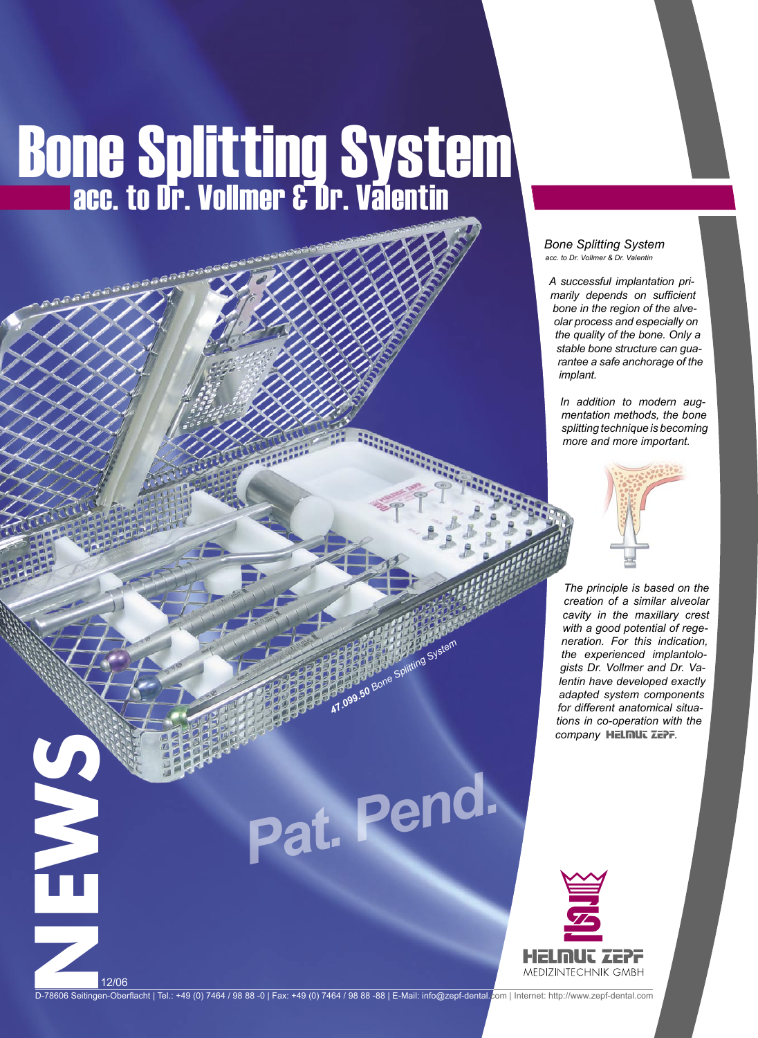# Bone Splitting System

## acc. to Dr. Vollmer & Dr. Valentin

*Bone Splitting System*
*acc. to Dr. Vollmer & Dr. Valentin*

*A successful implantation primarily depends on sufficient bone in the region of the alveolar process and especially on the quality of the bone. Only a stable bone structure can guarantee a safe anchorage of the implant.*

*In addition to modern augmentation methods, the bone splitting technique is becoming more and more important.*

*The principle is based on the creation of a similar alveolar cavity in the maxillary crest with a good potential of regeneration. For this indication, the experienced implantologists Dr. Vollmer and Dr. Valentin have developed exactly adapted system components for different anatomical situations in co-operation with the company HELMUT ZEPF.*

47.099.50 Bone Splitting System

Pat. Pend.

NEWS

12/06

HELMUT ZEPF
MEDIZINTECHNIK GMBH

D-78606 Seitingen-Oberflacht | Tel.: +49 (0) 7464 / 98 88 -0 | Fax: +49 (0) 7464 / 98 88 -88 | E-Mail: info@zepf-dental.com | Internet: http://www.zepf-dental.com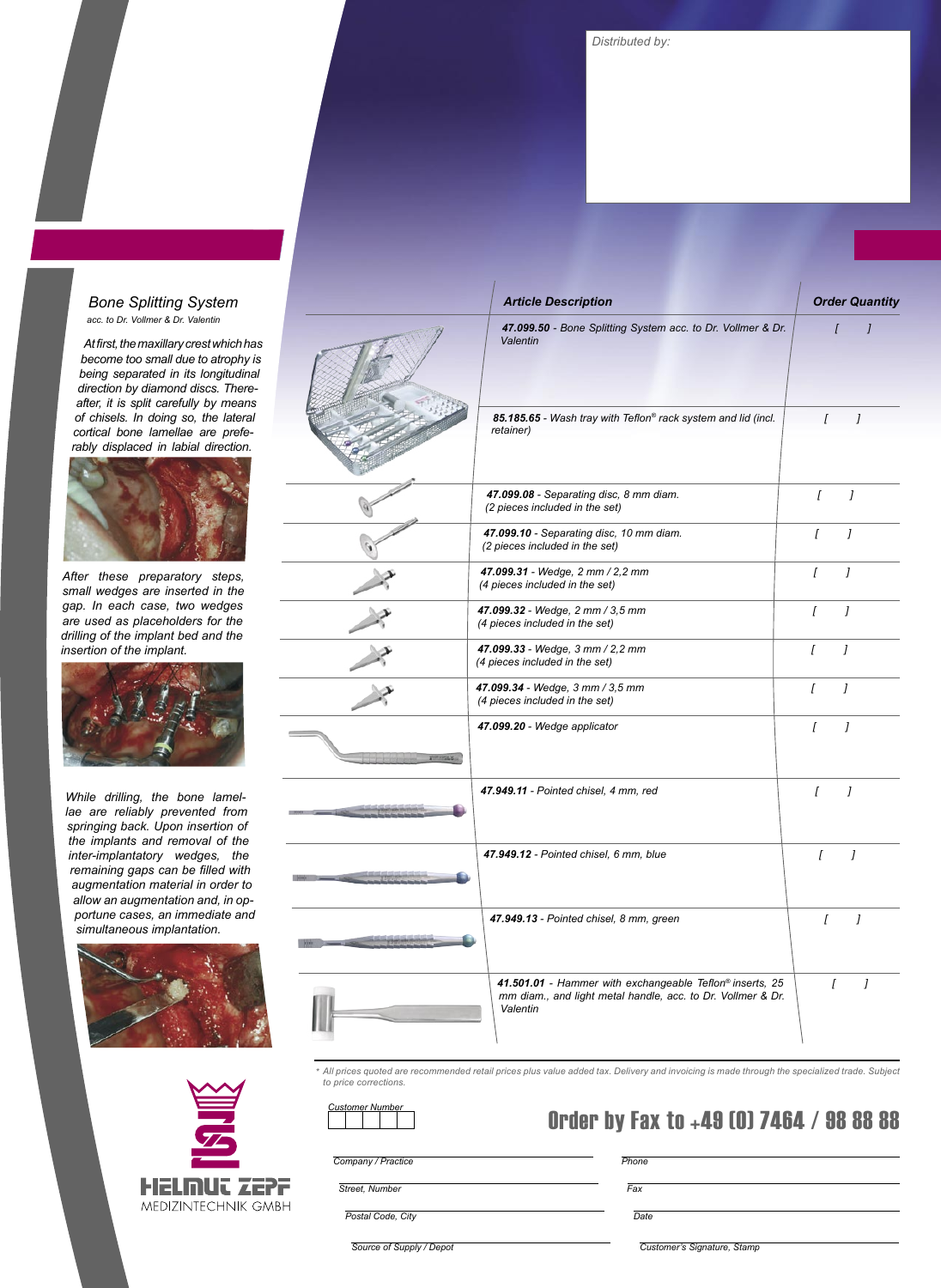Distributed by:

## Bone Splitting System

*acc. to Dr. Vollmer & Dr. Valentin*

*At first, the maxillary crest which has become too small due to atrophy is being separated in its longitudinal direction by diamond discs. Thereafter, it is split carefully by means of chisels. In doing so, the lateral cortical bone lamellae are preferably displaced in labial direction.*

*After these preparatory steps, small wedges are inserted in the gap. In each case, two wedges are used as placeholders for the drilling of the implant bed and the insertion of the implant.*

*While drilling, the bone lamellae are reliably prevented from springing back. Upon insertion of the implants and removal of the inter-implantatory wedges, the remaining gaps can be filled with augmentation material in order to allow an augmentation and, in opportune cases, an immediate and simultaneous implantation.*

| Article Description | Order Quantity |
|---|---|
| ***47.099.50*** *- Bone Splitting System acc. to Dr. Vollmer & Dr. Valentin* | [ ] |
| ***85.185.65*** *- Wash tray with Teflon® rack system and lid (incl. retainer)* | [ ] |
| ***47.099.08*** *- Separating disc, 8 mm diam. (2 pieces included in the set)* | [ ] |
| ***47.099.10*** *- Separating disc, 10 mm diam. (2 pieces included in the set)* | [ ] |
| ***47.099.31*** *- Wedge, 2 mm / 2,2 mm (4 pieces included in the set)* | [ ] |
| ***47.099.32*** *- Wedge, 2 mm / 3,5 mm (4 pieces included in the set)* | [ ] |
| ***47.099.33*** *- Wedge, 3 mm / 2,2 mm (4 pieces included in the set)* | [ ] |
| ***47.099.34*** *- Wedge, 3 mm / 3,5 mm (4 pieces included in the set)* | [ ] |
| ***47.099.20*** *- Wedge applicator* | [ ] |
| ***47.949.11*** *- Pointed chisel, 4 mm, red* | [ ] |
| ***47.949.12*** *- Pointed chisel, 6 mm, blue* | [ ] |
| ***47.949.13*** *- Pointed chisel, 8 mm, green* | [ ] |
| ***41.501.01*** *- Hammer with exchangeable Teflon® inserts, 25 mm diam., and light metal handle, acc. to Dr. Vollmer & Dr. Valentin* | [ ] |

*\* All prices quoted are recommended retail prices plus value added tax. Delivery and invoicing is made through the specialized trade. Subject to price corrections.*

Customer Number

**Order by Fax to +49 (0) 7464 / 98 88 88**

Company / Practice

Phone

Street, Number

Fax

Postal Code, City

Date

Source of Supply / Depot

Customer's Signature, Stamp

HELMUT ZEPF
MEDIZINTECHNIK GMBH